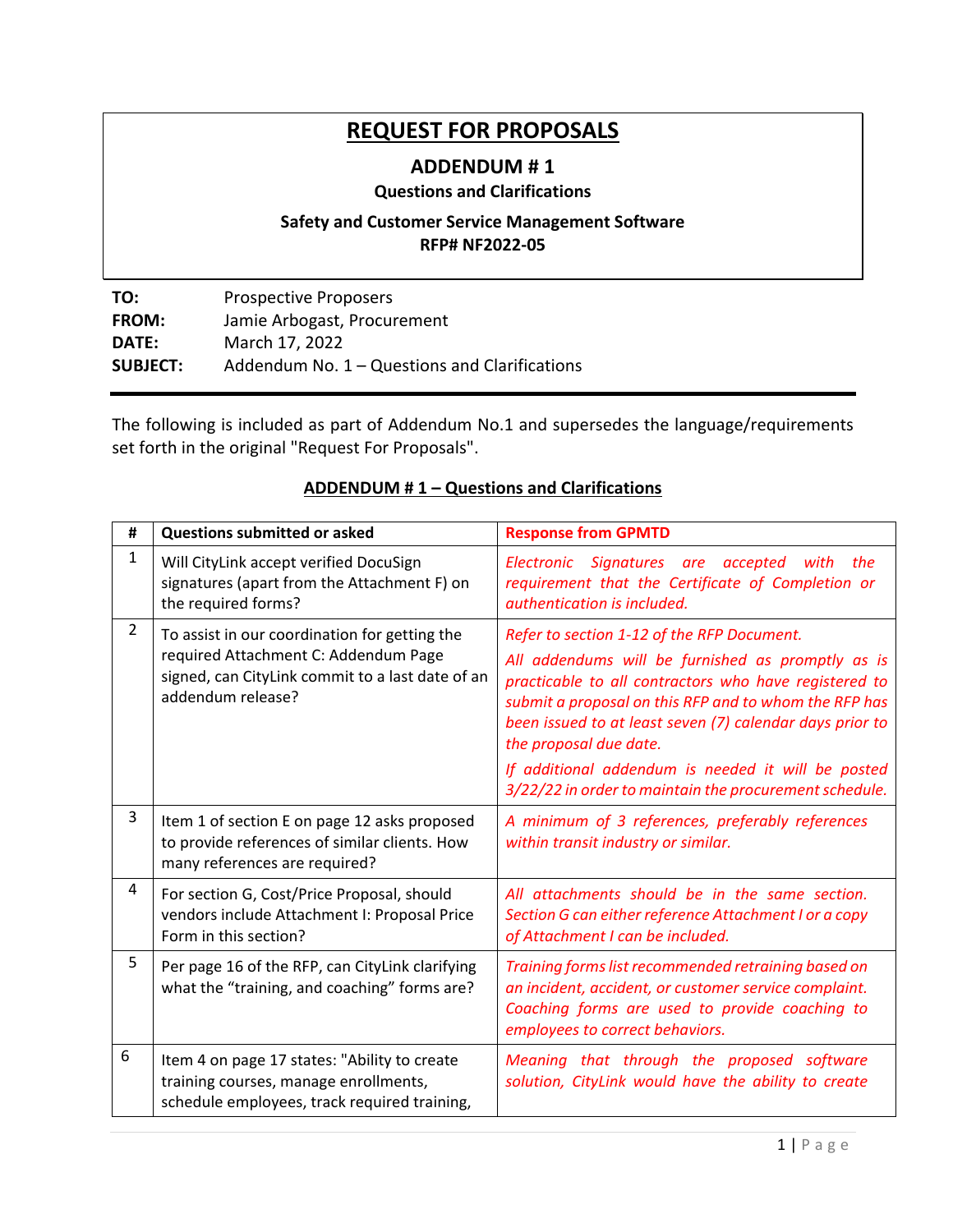# REQUEST FOR PROPOSALS

## ADDENDUM # 1

### Questions and Clarifications

### Safety and Customer Service Management Software
### RFP# NF2022-05

**TO:** Prospective Proposers
**FROM:** Jamie Arbogast, Procurement
**DATE:** March 17, 2022
**SUBJECT:** Addendum No. 1 – Questions and Clarifications

---

The following is included as part of Addendum No.1 and supersedes the language/requirements set forth in the original "Request For Proposals".

## ADDENDUM # 1 – Questions and Clarifications

| # | Questions submitted or asked | Response from GPMTD |
|---|---|---|
| 1 | Will CityLink accept verified DocuSign signatures (apart from the Attachment F) on the required forms? | *Electronic Signatures are accepted with the requirement that the Certificate of Completion or authentication is included.* |
| 2 | To assist in our coordination for getting the required Attachment C: Addendum Page signed, can CityLink commit to a last date of an addendum release? | *Refer to section 1-12 of the RFP Document.* *All addendums will be furnished as promptly as is practicable to all contractors who have registered to submit a proposal on this RFP and to whom the RFP has been issued to at least seven (7) calendar days prior to the proposal due date.* *If additional addendum is needed it will be posted 3/22/22 in order to maintain the procurement schedule.* |
| 3 | Item 1 of section E on page 12 asks proposed to provide references of similar clients. How many references are required? | *A minimum of 3 references, preferably references within transit industry or similar.* |
| 4 | For section G, Cost/Price Proposal, should vendors include Attachment I: Proposal Price Form in this section? | *All attachments should be in the same section. Section G can either reference Attachment I or a copy of Attachment I can be included.* |
| 5 | Per page 16 of the RFP, can CityLink clarifying what the "training, and coaching" forms are? | *Training forms list recommended retraining based on an incident, accident, or customer service complaint. Coaching forms are used to provide coaching to employees to correct behaviors.* |
| 6 | Item 4 on page 17 states: "Ability to create training courses, manage enrollments, schedule employees, track required training, | *Meaning that through the proposed software solution, CityLink would have the ability to create* |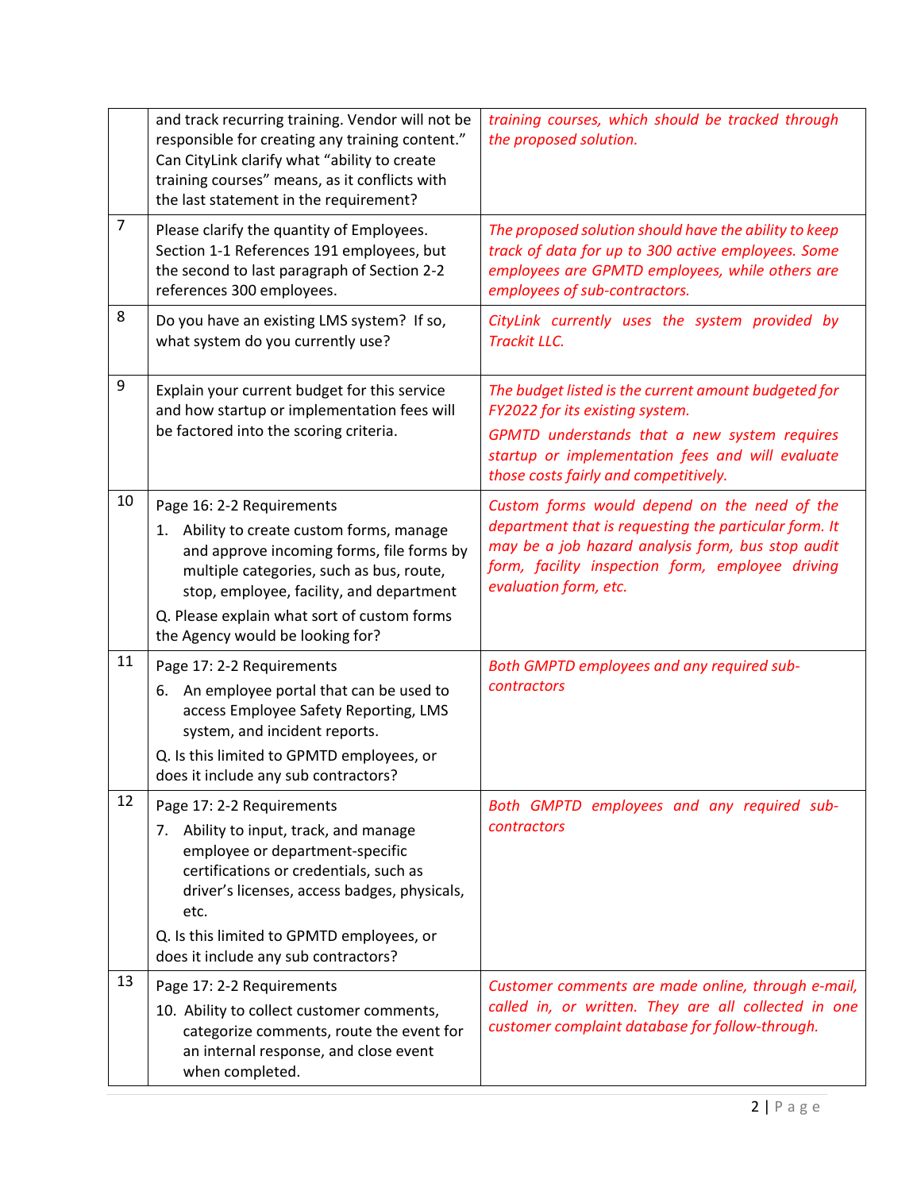| | | |
|---|---|---|
| | and track recurring training. Vendor will not be responsible for creating any training content." Can CityLink clarify what "ability to create training courses" means, as it conflicts with the last statement in the requirement? | *training courses, which should be tracked through the proposed solution.* |
| 7 | Please clarify the quantity of Employees. Section 1-1 References 191 employees, but the second to last paragraph of Section 2-2 references 300 employees. | *The proposed solution should have the ability to keep track of data for up to 300 active employees. Some employees are GPMTD employees, while others are employees of sub-contractors.* |
| 8 | Do you have an existing LMS system? If so, what system do you currently use? | *CityLink currently uses the system provided by Trackit LLC.* |
| 9 | Explain your current budget for this service and how startup or implementation fees will be factored into the scoring criteria. | *The budget listed is the current amount budgeted for FY2022 for its existing system.*<br>*GPMTD understands that a new system requires startup or implementation fees and will evaluate those costs fairly and competitively.* |
| 10 | Page 16: 2-2 Requirements<br>1. Ability to create custom forms, manage and approve incoming forms, file forms by multiple categories, such as bus, route, stop, employee, facility, and department<br>Q. Please explain what sort of custom forms the Agency would be looking for? | *Custom forms would depend on the need of the department that is requesting the particular form. It may be a job hazard analysis form, bus stop audit form, facility inspection form, employee driving evaluation form, etc.* |
| 11 | Page 17: 2-2 Requirements<br>6. An employee portal that can be used to access Employee Safety Reporting, LMS system, and incident reports.<br>Q. Is this limited to GPMTD employees, or does it include any sub contractors? | *Both GMPTD employees and any required sub-contractors* |
| 12 | Page 17: 2-2 Requirements<br>7. Ability to input, track, and manage employee or department-specific certifications or credentials, such as driver's licenses, access badges, physicals, etc.<br>Q. Is this limited to GPMTD employees, or does it include any sub contractors? | *Both GMPTD employees and any required sub-contractors* |
| 13 | Page 17: 2-2 Requirements<br>10. Ability to collect customer comments, categorize comments, route the event for an internal response, and close event when completed. | *Customer comments are made online, through e-mail, called in, or written. They are all collected in one customer complaint database for follow-through.* |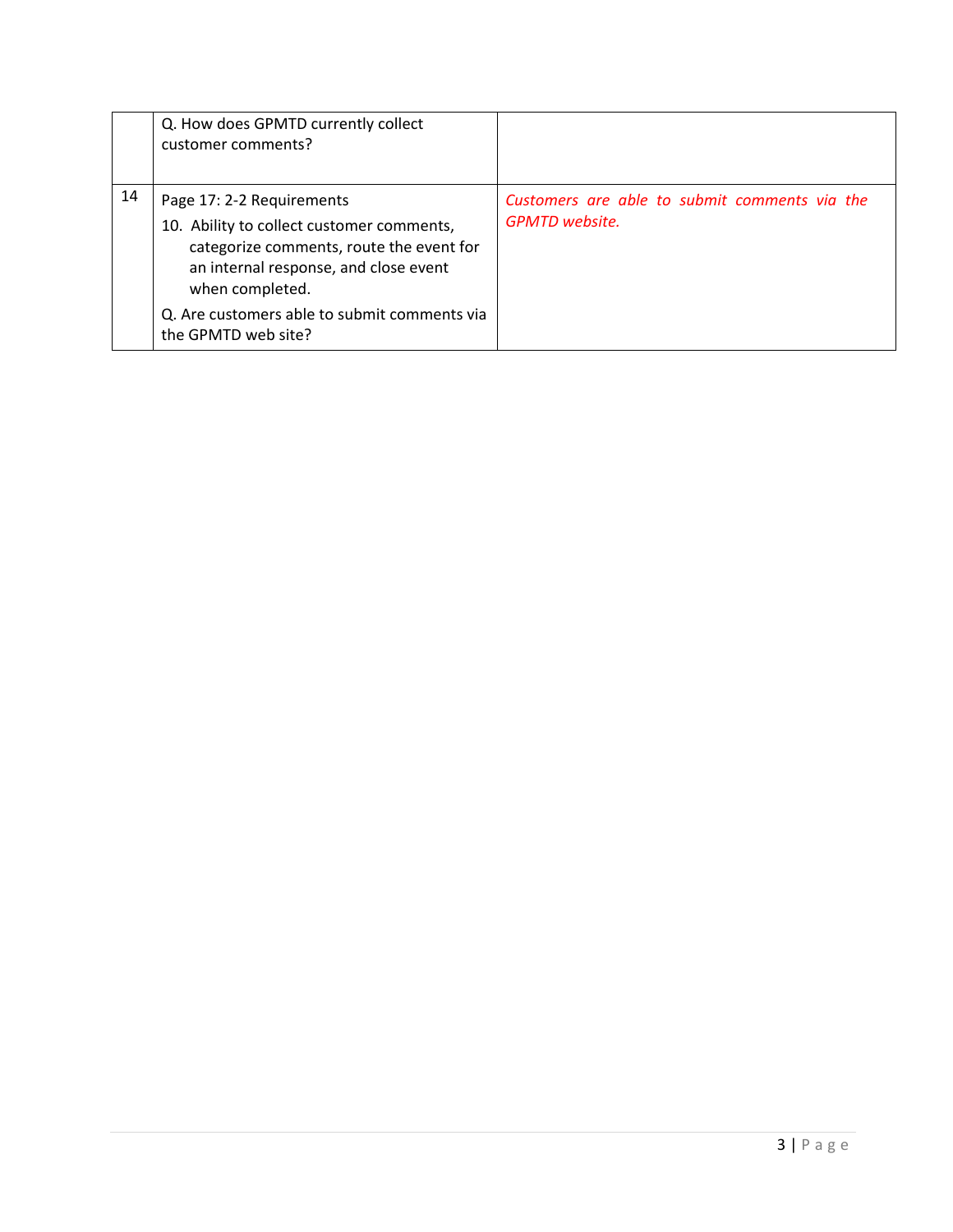| | | |
|---|---|---|
| | Q. How does GPMTD currently collect customer comments? | |
| 14 | Page 17: 2-2 Requirements<br>10. Ability to collect customer comments, categorize comments, route the event for an internal response, and close event when completed.<br>Q. Are customers able to submit comments via the GPMTD web site? | *Customers are able to submit comments via the GPMTD website.* |